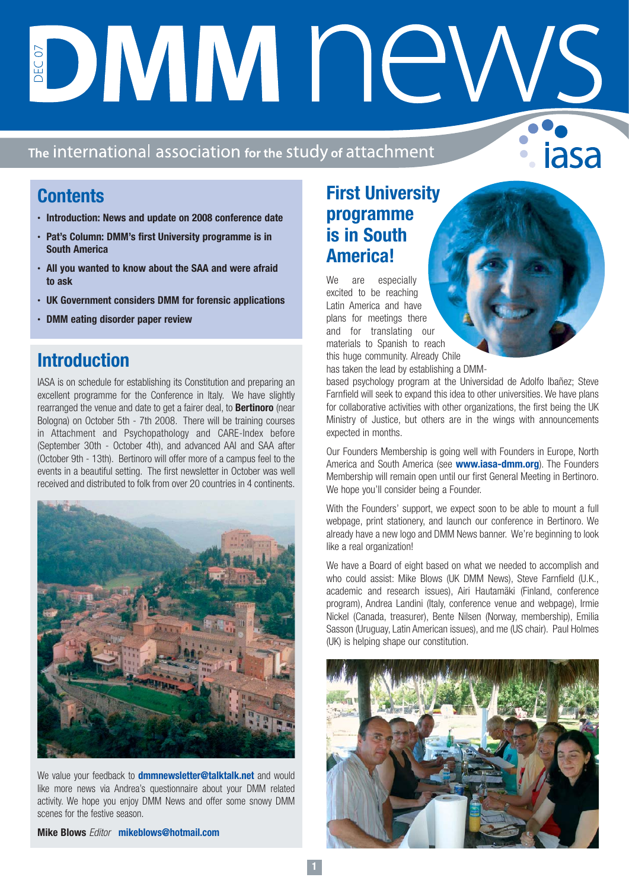# DMM news

DEC 07

The international association for the study of attachment

iasa

## Contents

- Introduction: News and update on 2008 conference date
- Pat's Column: DMM's first University programme is in South America
- All you wanted to know about the SAA and were afraid to ask
- UK Government considers DMM for forensic applications
- DMM eating disorder paper review

## Introduction

IASA is on schedule for establishing its Constitution and preparing an excellent programme for the Conference in Italy. We have slightly rearranged the venue and date to get a fairer deal, to **Bertinoro** (near Bologna) on October 5th - 7th 2008. There will be training courses in Attachment and Psychopathology and CARE-Index before (September 30th - October 4th), and advanced AAI and SAA after (October 9th - 13th). Bertinoro will offer more of a campus feel to the events in a beautiful setting. The first newsletter in October was well received and distributed to folk from over 20 countries in 4 continents.

We value your feedback to **dmmnewsletter@talktalk.net** and would like more news via Andrea's questionnaire about your DMM related activity. We hope you enjoy DMM News and offer some snowy DMM scenes for the festive season.

**Mike Blows** *Editor* **mikeblows@hotmail.com**

## First University programme is in South America!

We are especially excited to be reaching Latin America and have plans for meetings there and for translating our materials to Spanish to reach this huge community. Already Chile has taken the lead by establishing a DMM-based psychology program at the Universidad de Adolfo Ibañez; Steve Farnfield will seek to expand this idea to other universities. We have plans for collaborative activities with other organizations, the first being the UK Ministry of Justice, but others are in the wings with announcements expected in months.

Our Founders Membership is going well with Founders in Europe, North America and South America (see **www.iasa-dmm.org**). The Founders Membership will remain open until our first General Meeting in Bertinoro. We hope you'll consider being a Founder.

With the Founders' support, we expect soon to be able to mount a full webpage, print stationery, and launch our conference in Bertinoro. We already have a new logo and DMM News banner. We're beginning to look like a real organization!

We have a Board of eight based on what we needed to accomplish and who could assist: Mike Blows (UK DMM News), Steve Farnfield (U.K., academic and research issues), Airi Hautamäki (Finland, conference program), Andrea Landini (Italy, conference venue and webpage), Irmie Nickel (Canada, treasurer), Bente Nilsen (Norway, membership), Emilia Sasson (Uruguay, Latin American issues), and me (US chair). Paul Holmes (UK) is helping shape our constitution.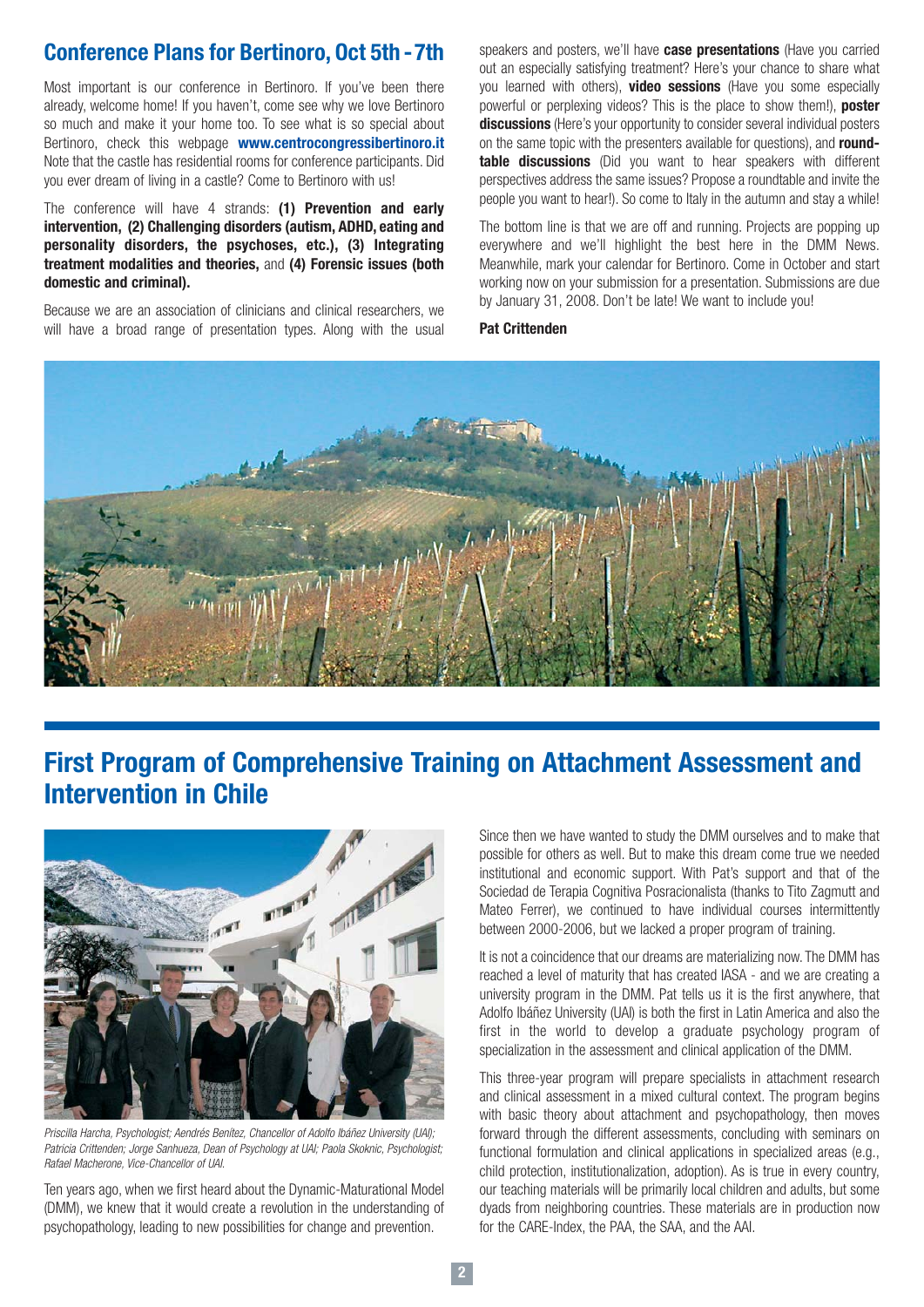## Conference Plans for Bertinoro, Oct 5th - 7th

Most important is our conference in Bertinoro. If you've been there already, welcome home! If you haven't, come see why we love Bertinoro so much and make it your home too. To see what is so special about Bertinoro, check this webpage **www.centrocongressibertinoro.it** Note that the castle has residential rooms for conference participants. Did you ever dream of living in a castle? Come to Bertinoro with us!

The conference will have 4 strands: **(1) Prevention and early intervention, (2) Challenging disorders (autism, ADHD, eating and personality disorders, the psychoses, etc.), (3) Integrating treatment modalities and theories,** and **(4) Forensic issues (both domestic and criminal).**

Because we are an association of clinicians and clinical researchers, we will have a broad range of presentation types. Along with the usual speakers and posters, we'll have **case presentations** (Have you carried out an especially satisfying treatment? Here's your chance to share what you learned with others), **video sessions** (Have you some especially powerful or perplexing videos? This is the place to show them!), **poster discussions** (Here's your opportunity to consider several individual posters on the same topic with the presenters available for questions), and **round-table discussions** (Did you want to hear speakers with different perspectives address the same issues? Propose a roundtable and invite the people you want to hear!). So come to Italy in the autumn and stay a while!

The bottom line is that we are off and running. Projects are popping up everywhere and we'll highlight the best here in the DMM News. Meanwhile, mark your calendar for Bertinoro. Come in October and start working now on your submission for a presentation. Submissions are due by January 31, 2008. Don't be late! We want to include you!

**Pat Crittenden**

## First Program of Comprehensive Training on Attachment Assessment and Intervention in Chile

*Priscilla Harcha, Psychologist; Aendrés Benítez, Chancellor of Adolfo Ibáñez University (UAI); Patricia Crittenden; Jorge Sanhueza, Dean of Psychology at UAI; Paola Skoknic, Psychologist; Rafael Macherone, Vice-Chancellor of UAI.*

Ten years ago, when we first heard about the Dynamic-Maturational Model (DMM), we knew that it would create a revolution in the understanding of psychopathology, leading to new possibilities for change and prevention.

Since then we have wanted to study the DMM ourselves and to make that possible for others as well. But to make this dream come true we needed institutional and economic support. With Pat's support and that of the Sociedad de Terapia Cognitiva Posracionalista (thanks to Tito Zagmutt and Mateo Ferrer), we continued to have individual courses intermittently between 2000-2006, but we lacked a proper program of training.

It is not a coincidence that our dreams are materializing now. The DMM has reached a level of maturity that has created IASA - and we are creating a university program in the DMM. Pat tells us it is the first anywhere, that Adolfo Ibáñez University (UAI) is both the first in Latin America and also the first in the world to develop a graduate psychology program of specialization in the assessment and clinical application of the DMM.

This three-year program will prepare specialists in attachment research and clinical assessment in a mixed cultural context. The program begins with basic theory about attachment and psychopathology, then moves forward through the different assessments, concluding with seminars on functional formulation and clinical applications in specialized areas (e.g., child protection, institutionalization, adoption). As is true in every country, our teaching materials will be primarily local children and adults, but some dyads from neighboring countries. These materials are in production now for the CARE-Index, the PAA, the SAA, and the AAI.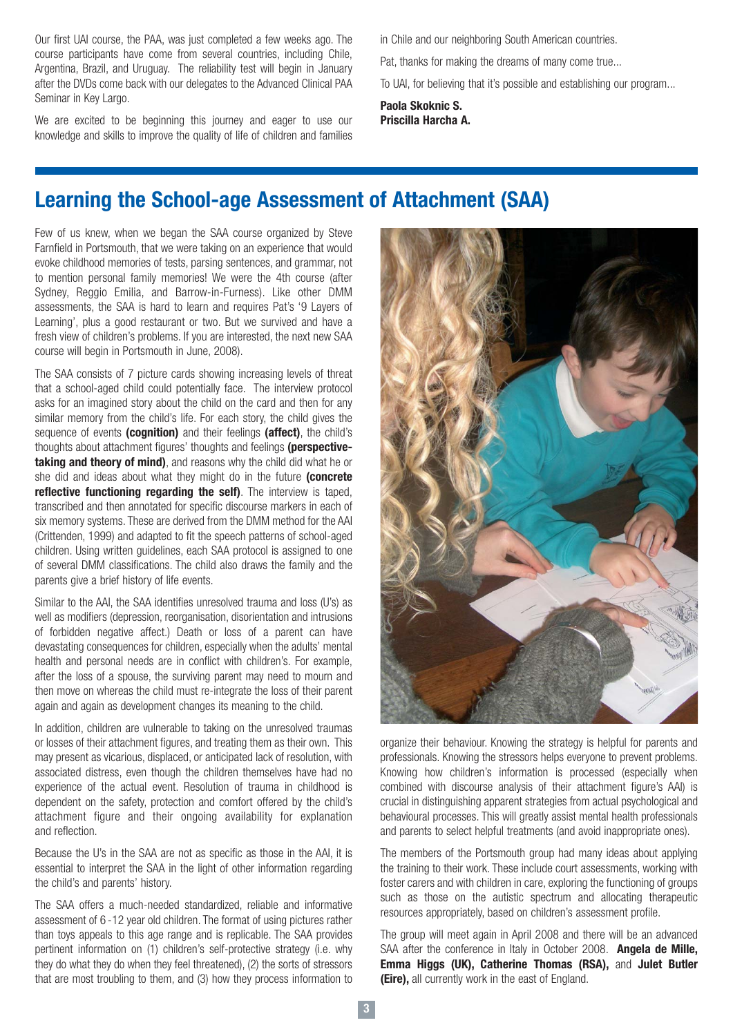Our first UAI course, the PAA, was just completed a few weeks ago. The course participants have come from several countries, including Chile, Argentina, Brazil, and Uruguay. The reliability test will begin in January after the DVDs come back with our delegates to the Advanced Clinical PAA Seminar in Key Largo.

We are excited to be beginning this journey and eager to use our knowledge and skills to improve the quality of life of children and families in Chile and our neighboring South American countries.

Pat, thanks for making the dreams of many come true...

To UAI, for believing that it's possible and establishing our program...

**Paola Skoknic S.**
**Priscilla Harcha A.**

## Learning the School-age Assessment of Attachment (SAA)

Few of us knew, when we began the SAA course organized by Steve Farnfield in Portsmouth, that we were taking on an experience that would evoke childhood memories of tests, parsing sentences, and grammar, not to mention personal family memories! We were the 4th course (after Sydney, Reggio Emilia, and Barrow-in-Furness). Like other DMM assessments, the SAA is hard to learn and requires Pat's '9 Layers of Learning', plus a good restaurant or two. But we survived and have a fresh view of children's problems. If you are interested, the next new SAA course will begin in Portsmouth in June, 2008).

The SAA consists of 7 picture cards showing increasing levels of threat that a school-aged child could potentially face. The interview protocol asks for an imagined story about the child on the card and then for any similar memory from the child's life. For each story, the child gives the sequence of events **(cognition)** and their feelings **(affect)**, the child's thoughts about attachment figures' thoughts and feelings **(perspective-taking and theory of mind)**, and reasons why the child did what he or she did and ideas about what they might do in the future **(concrete reflective functioning regarding the self)**. The interview is taped, transcribed and then annotated for specific discourse markers in each of six memory systems. These are derived from the DMM method for the AAI (Crittenden, 1999) and adapted to fit the speech patterns of school-aged children. Using written guidelines, each SAA protocol is assigned to one of several DMM classifications. The child also draws the family and the parents give a brief history of life events.

Similar to the AAI, the SAA identifies unresolved trauma and loss (U's) as well as modifiers (depression, reorganisation, disorientation and intrusions of forbidden negative affect.) Death or loss of a parent can have devastating consequences for children, especially when the adults' mental health and personal needs are in conflict with children's. For example, after the loss of a spouse, the surviving parent may need to mourn and then move on whereas the child must re-integrate the loss of their parent again and again as development changes its meaning to the child.

In addition, children are vulnerable to taking on the unresolved traumas or losses of their attachment figures, and treating them as their own. This may present as vicarious, displaced, or anticipated lack of resolution, with associated distress, even though the children themselves have had no experience of the actual event. Resolution of trauma in childhood is dependent on the safety, protection and comfort offered by the child's attachment figure and their ongoing availability for explanation and reflection.

Because the U's in the SAA are not as specific as those in the AAI, it is essential to interpret the SAA in the light of other information regarding the child's and parents' history.

The SAA offers a much-needed standardized, reliable and informative assessment of 6 -12 year old children. The format of using pictures rather than toys appeals to this age range and is replicable. The SAA provides pertinent information on (1) children's self-protective strategy (i.e. why they do what they do when they feel threatened), (2) the sorts of stressors that are most troubling to them, and (3) how they process information to organize their behaviour. Knowing the strategy is helpful for parents and professionals. Knowing the stressors helps everyone to prevent problems. Knowing how children's information is processed (especially when combined with discourse analysis of their attachment figure's AAI) is crucial in distinguishing apparent strategies from actual psychological and behavioural processes. This will greatly assist mental health professionals and parents to select helpful treatments (and avoid inappropriate ones).

The members of the Portsmouth group had many ideas about applying the training to their work. These include court assessments, working with foster carers and with children in care, exploring the functioning of groups such as those on the autistic spectrum and allocating therapeutic resources appropriately, based on children's assessment profile.

The group will meet again in April 2008 and there will be an advanced SAA after the conference in Italy in October 2008. **Angela de Mille, Emma Higgs (UK), Catherine Thomas (RSA),** and **Julet Butler (Eire),** all currently work in the east of England.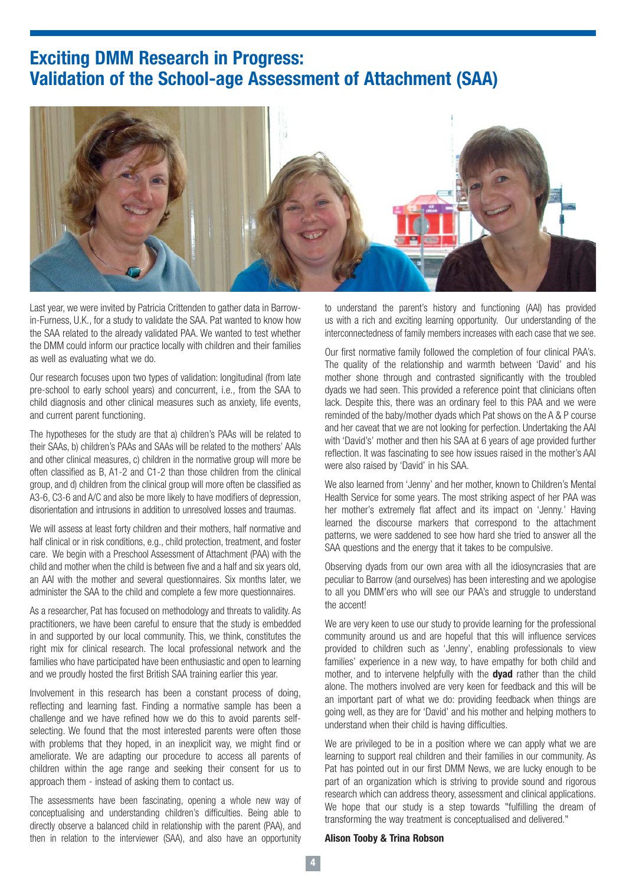# Exciting DMM Research in Progress: Validation of the School-age Assessment of Attachment (SAA)

Last year, we were invited by Patricia Crittenden to gather data in Barrow-in-Furness, U.K., for a study to validate the SAA. Pat wanted to know how the SAA related to the already validated PAA. We wanted to test whether the DMM could inform our practice locally with children and their families as well as evaluating what we do.

Our research focuses upon two types of validation: longitudinal (from late pre-school to early school years) and concurrent, i.e., from the SAA to child diagnosis and other clinical measures such as anxiety, life events, and current parent functioning.

The hypotheses for the study are that a) children's PAAs will be related to their SAAs, b) children's PAAs and SAAs will be related to the mothers' AAIs and other clinical measures, c) children in the normative group will more be often classified as B, A1-2 and C1-2 than those children from the clinical group, and d) children from the clinical group will more often be classified as A3-6, C3-6 and A/C and also be more likely to have modifiers of depression, disorientation and intrusions in addition to unresolved losses and traumas.

We will assess at least forty children and their mothers, half normative and half clinical or in risk conditions, e.g., child protection, treatment, and foster care. We begin with a Preschool Assessment of Attachment (PAA) with the child and mother when the child is between five and a half and six years old, an AAI with the mother and several questionnaires. Six months later, we administer the SAA to the child and complete a few more questionnaires.

As a researcher, Pat has focused on methodology and threats to validity. As practitioners, we have been careful to ensure that the study is embedded in and supported by our local community. This, we think, constitutes the right mix for clinical research. The local professional network and the families who have participated have been enthusiastic and open to learning and we proudly hosted the first British SAA training earlier this year.

Involvement in this research has been a constant process of doing, reflecting and learning fast. Finding a normative sample has been a challenge and we have refined how we do this to avoid parents self-selecting. We found that the most interested parents were often those with problems that they hoped, in an inexplicit way, we might find or ameliorate. We are adapting our procedure to access all parents of children within the age range and seeking their consent for us to approach them - instead of asking them to contact us.

The assessments have been fascinating, opening a whole new way of conceptualising and understanding children's difficulties. Being able to directly observe a balanced child in relationship with the parent (PAA), and then in relation to the interviewer (SAA), and also have an opportunity to understand the parent's history and functioning (AAI) has provided us with a rich and exciting learning opportunity. Our understanding of the interconnectedness of family members increases with each case that we see.

Our first normative family followed the completion of four clinical PAA's. The quality of the relationship and warmth between 'David' and his mother shone through and contrasted significantly with the troubled dyads we had seen. This provided a reference point that clinicians often lack. Despite this, there was an ordinary feel to this PAA and we were reminded of the baby/mother dyads which Pat shows on the A & P course and her caveat that we are not looking for perfection. Undertaking the AAI with 'David's' mother and then his SAA at 6 years of age provided further reflection. It was fascinating to see how issues raised in the mother's AAI were also raised by 'David' in his SAA.

We also learned from 'Jenny' and her mother, known to Children's Mental Health Service for some years. The most striking aspect of her PAA was her mother's extremely flat affect and its impact on 'Jenny.' Having learned the discourse markers that correspond to the attachment patterns, we were saddened to see how hard she tried to answer all the SAA questions and the energy that it takes to be compulsive.

Observing dyads from our own area with all the idiosyncrasies that are peculiar to Barrow (and ourselves) has been interesting and we apologise to all you DMM'ers who will see our PAA's and struggle to understand the accent!

We are very keen to use our study to provide learning for the professional community around us and are hopeful that this will influence services provided to children such as 'Jenny', enabling professionals to view families' experience in a new way, to have empathy for both child and mother, and to intervene helpfully with the **dyad** rather than the child alone. The mothers involved are very keen for feedback and this will be an important part of what we do: providing feedback when things are going well, as they are for 'David' and his mother and helping mothers to understand when their child is having difficulties.

We are privileged to be in a position where we can apply what we are learning to support real children and their families in our community. As Pat has pointed out in our first DMM News, we are lucky enough to be part of an organization which is striving to provide sound and rigorous research which can address theory, assessment and clinical applications. We hope that our study is a step towards "fulfilling the dream of transforming the way treatment is conceptualised and delivered."

**Alison Tooby & Trina Robson**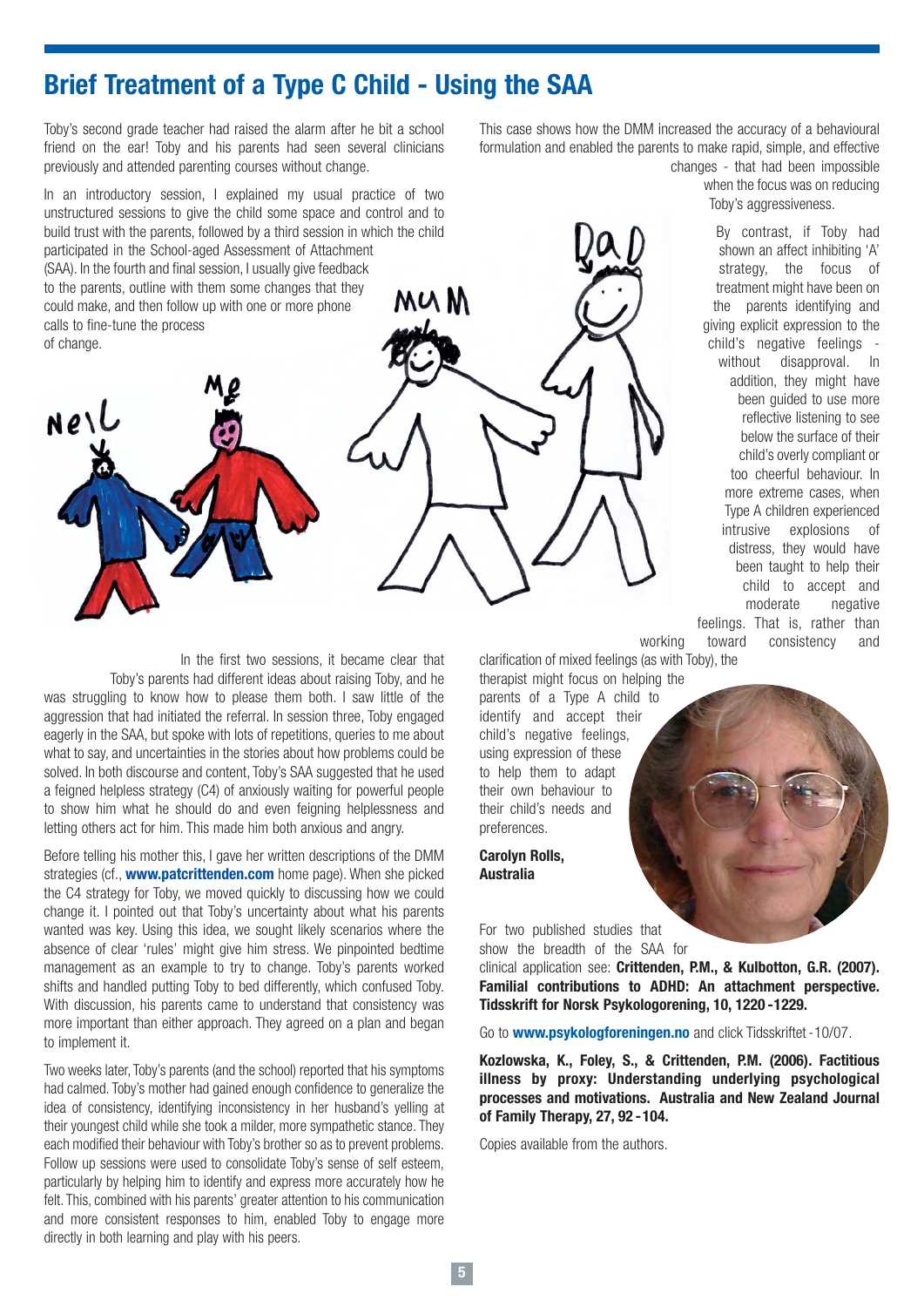# Brief Treatment of a Type C Child - Using the SAA

Toby's second grade teacher had raised the alarm after he bit a school friend on the ear! Toby and his parents had seen several clinicians previously and attended parenting courses without change.

In an introductory session, I explained my usual practice of two unstructured sessions to give the child some space and control and to build trust with the parents, followed by a third session in which the child participated in the School-aged Assessment of Attachment (SAA). In the fourth and final session, I usually give feedback to the parents, outline with them some changes that they could make, and then follow up with one or more phone calls to fine-tune the process of change.

In the first two sessions, it became clear that Toby's parents had different ideas about raising Toby, and he was struggling to know how to please them both. I saw little of the aggression that had initiated the referral. In session three, Toby engaged eagerly in the SAA, but spoke with lots of repetitions, queries to me about what to say, and uncertainties in the stories about how problems could be solved. In both discourse and content, Toby's SAA suggested that he used a feigned helpless strategy (C4) of anxiously waiting for powerful people to show him what he should do and even feigning helplessness and letting others act for him. This made him both anxious and angry.

Before telling his mother this, I gave her written descriptions of the DMM strategies (cf., **www.patcrittenden.com** home page). When she picked the C4 strategy for Toby, we moved quickly to discussing how we could change it. I pointed out that Toby's uncertainty about what his parents wanted was key. Using this idea, we sought likely scenarios where the absence of clear 'rules' might give him stress. We pinpointed bedtime management as an example to try to change. Toby's parents worked shifts and handled putting Toby to bed differently, which confused Toby. With discussion, his parents came to understand that consistency was more important than either approach. They agreed on a plan and began to implement it.

Two weeks later, Toby's parents (and the school) reported that his symptoms had calmed. Toby's mother had gained enough confidence to generalize the idea of consistency, identifying inconsistency in her husband's yelling at their youngest child while she took a milder, more sympathetic stance. They each modified their behaviour with Toby's brother so as to prevent problems. Follow up sessions were used to consolidate Toby's sense of self esteem, particularly by helping him to identify and express more accurately how he felt. This, combined with his parents' greater attention to his communication and more consistent responses to him, enabled Toby to engage more directly in both learning and play with his peers.

This case shows how the DMM increased the accuracy of a behavioural formulation and enabled the parents to make rapid, simple, and effective changes - that had been impossible when the focus was on reducing Toby's aggressiveness.

By contrast, if Toby had shown an affect inhibiting 'A' strategy, the focus of treatment might have been on the parents identifying and giving explicit expression to the child's negative feelings - without disapproval. In addition, they might have been guided to use more reflective listening to see below the surface of their child's overly compliant or too cheerful behaviour. In more extreme cases, when Type A children experienced intrusive explosions of distress, they would have been taught to help their child to accept and moderate negative feelings. That is, rather than working toward consistency and clarification of mixed feelings (as with Toby), the therapist might focus on helping the parents of a Type A child to identify and accept their child's negative feelings, using expression of these to help them to adapt their own behaviour to their child's needs and preferences.

**Carolyn Rolls, Australia**

For two published studies that show the breadth of the SAA for clinical application see: **Crittenden, P.M., & Kulbotton, G.R. (2007). Familial contributions to ADHD: An attachment perspective. Tidsskrift for Norsk Psykologorening, 10, 1220 -1229.**

Go to **www.psykologforeningen.no** and click Tidsskriftet -10/07.

**Kozlowska, K., Foley, S., & Crittenden, P.M. (2006). Factitious illness by proxy: Understanding underlying psychological processes and motivations. Australia and New Zealand Journal of Family Therapy, 27, 92 -104.**

Copies available from the authors.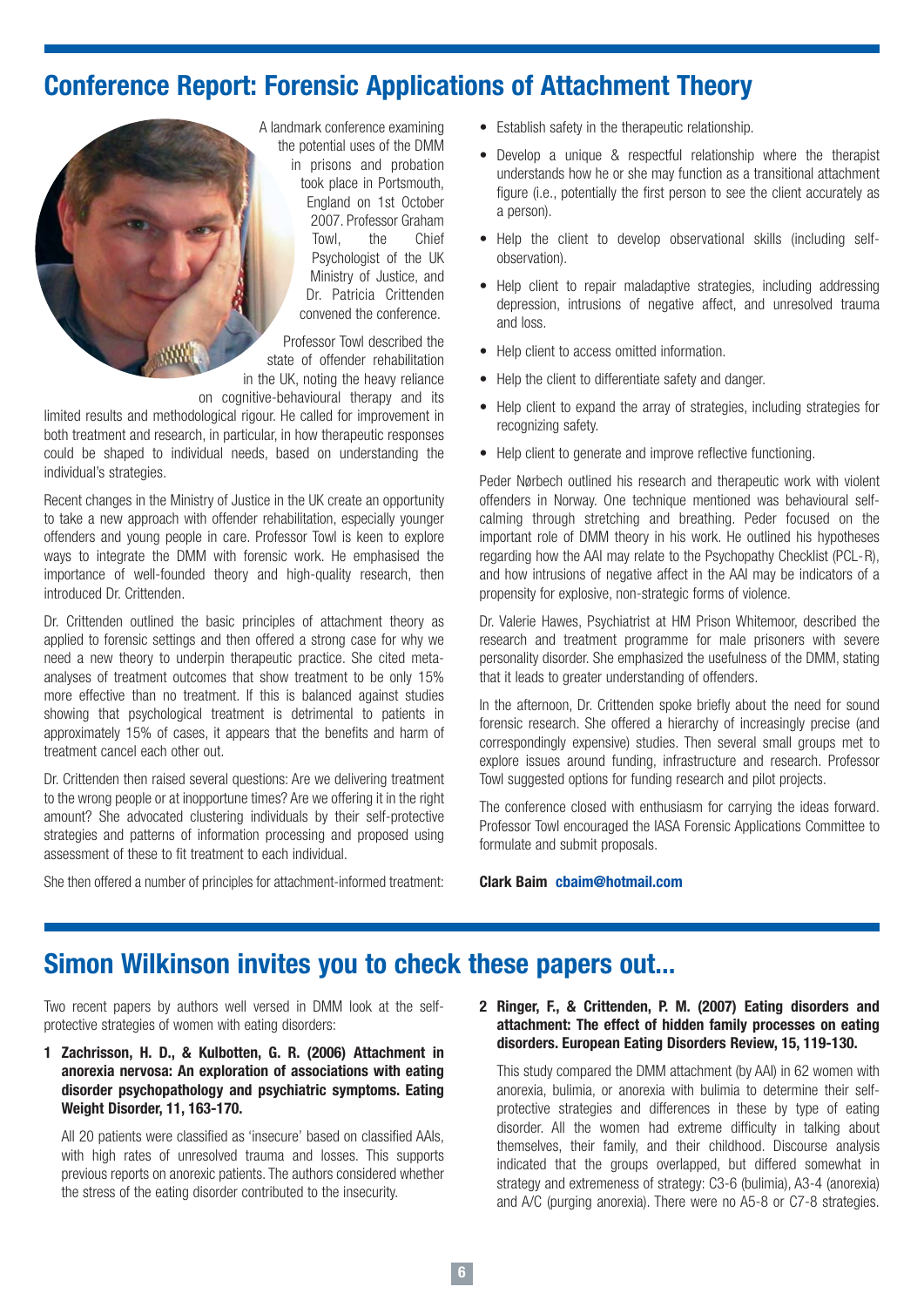## Conference Report: Forensic Applications of Attachment Theory

A landmark conference examining the potential uses of the DMM in prisons and probation took place in Portsmouth, England on 1st October 2007. Professor Graham Towl, the Chief Psychologist of the UK Ministry of Justice, and Dr. Patricia Crittenden convened the conference.

Professor Towl described the state of offender rehabilitation in the UK, noting the heavy reliance on cognitive-behavioural therapy and its limited results and methodological rigour. He called for improvement in both treatment and research, in particular, in how therapeutic responses could be shaped to individual needs, based on understanding the individual's strategies.

Recent changes in the Ministry of Justice in the UK create an opportunity to take a new approach with offender rehabilitation, especially younger offenders and young people in care. Professor Towl is keen to explore ways to integrate the DMM with forensic work. He emphasised the importance of well-founded theory and high-quality research, then introduced Dr. Crittenden.

Dr. Crittenden outlined the basic principles of attachment theory as applied to forensic settings and then offered a strong case for why we need a new theory to underpin therapeutic practice. She cited meta-analyses of treatment outcomes that show treatment to be only 15% more effective than no treatment. If this is balanced against studies showing that psychological treatment is detrimental to patients in approximately 15% of cases, it appears that the benefits and harm of treatment cancel each other out.

Dr. Crittenden then raised several questions: Are we delivering treatment to the wrong people or at inopportune times? Are we offering it in the right amount? She advocated clustering individuals by their self-protective strategies and patterns of information processing and proposed using assessment of these to fit treatment to each individual.

She then offered a number of principles for attachment-informed treatment:

- Establish safety in the therapeutic relationship.
- Develop a unique & respectful relationship where the therapist understands how he or she may function as a transitional attachment figure (i.e., potentially the first person to see the client accurately as a person).
- Help the client to develop observational skills (including self-observation).
- Help client to repair maladaptive strategies, including addressing depression, intrusions of negative affect, and unresolved trauma and loss.
- Help client to access omitted information.
- Help the client to differentiate safety and danger.
- Help client to expand the array of strategies, including strategies for recognizing safety.
- Help client to generate and improve reflective functioning.

Peder Nørbech outlined his research and therapeutic work with violent offenders in Norway. One technique mentioned was behavioural self-calming through stretching and breathing. Peder focused on the important role of DMM theory in his work. He outlined his hypotheses regarding how the AAI may relate to the Psychopathy Checklist (PCL-R), and how intrusions of negative affect in the AAI may be indicators of a propensity for explosive, non-strategic forms of violence.

Dr. Valerie Hawes, Psychiatrist at HM Prison Whitemoor, described the research and treatment programme for male prisoners with severe personality disorder. She emphasized the usefulness of the DMM, stating that it leads to greater understanding of offenders.

In the afternoon, Dr. Crittenden spoke briefly about the need for sound forensic research. She offered a hierarchy of increasingly precise (and correspondingly expensive) studies. Then several small groups met to explore issues around funding, infrastructure and research. Professor Towl suggested options for funding research and pilot projects.

The conference closed with enthusiasm for carrying the ideas forward. Professor Towl encouraged the IASA Forensic Applications Committee to formulate and submit proposals.

**Clark Baim cbaim@hotmail.com**

## Simon Wilkinson invites you to check these papers out...

Two recent papers by authors well versed in DMM look at the self-protective strategies of women with eating disorders:

**1 Zachrisson, H. D., & Kulbotten, G. R. (2006) Attachment in anorexia nervosa: An exploration of associations with eating disorder psychopathology and psychiatric symptoms. Eating Weight Disorder, 11, 163-170.**

All 20 patients were classified as 'insecure' based on classified AAIs, with high rates of unresolved trauma and losses. This supports previous reports on anorexic patients. The authors considered whether the stress of the eating disorder contributed to the insecurity.

**2 Ringer, F., & Crittenden, P. M. (2007) Eating disorders and attachment: The effect of hidden family processes on eating disorders. European Eating Disorders Review, 15, 119-130.**

This study compared the DMM attachment (by AAI) in 62 women with anorexia, bulimia, or anorexia with bulimia to determine their self-protective strategies and differences in these by type of eating disorder. All the women had extreme difficulty in talking about themselves, their family, and their childhood. Discourse analysis indicated that the groups overlapped, but differed somewhat in strategy and extremeness of strategy: C3-6 (bulimia), A3-4 (anorexia) and A/C (purging anorexia). There were no A5-8 or C7-8 strategies.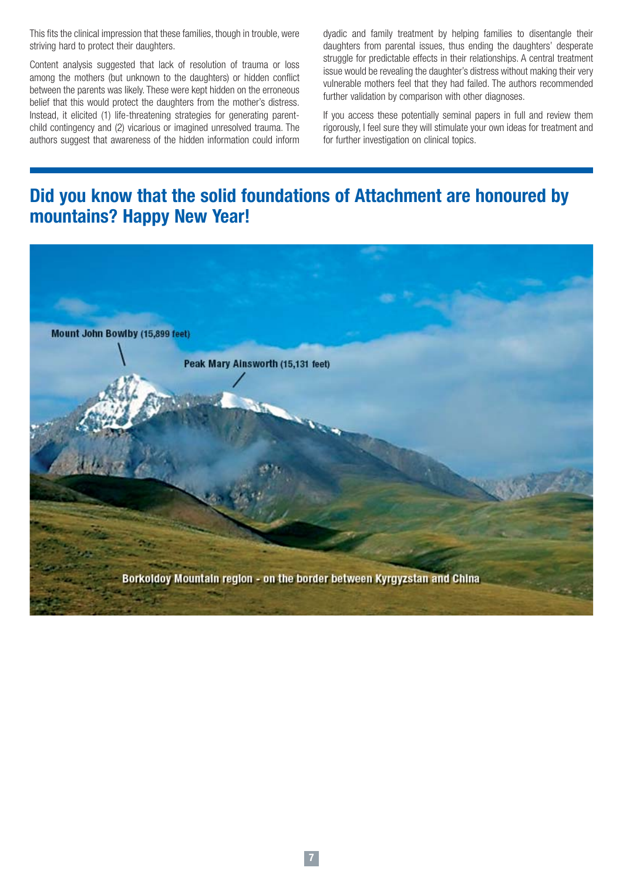This fits the clinical impression that these families, though in trouble, were striving hard to protect their daughters.

Content analysis suggested that lack of resolution of trauma or loss among the mothers (but unknown to the daughters) or hidden conflict between the parents was likely. These were kept hidden on the erroneous belief that this would protect the daughters from the mother's distress. Instead, it elicited (1) life-threatening strategies for generating parent-child contingency and (2) vicarious or imagined unresolved trauma. The authors suggest that awareness of the hidden information could inform dyadic and family treatment by helping families to disentangle their daughters from parental issues, thus ending the daughters' desperate struggle for predictable effects in their relationships. A central treatment issue would be revealing the daughter's distress without making their very vulnerable mothers feel that they had failed. The authors recommended further validation by comparison with other diagnoses.

If you access these potentially seminal papers in full and review them rigorously, I feel sure they will stimulate your own ideas for treatment and for further investigation on clinical topics.

## Did you know that the solid foundations of Attachment are honoured by mountains? Happy New Year!

Mount John Bowlby (15,899 feet)

Peak Mary Ainsworth (15,131 feet)

Borkoldoy Mountain region - on the border between Kyrgyzstan and China